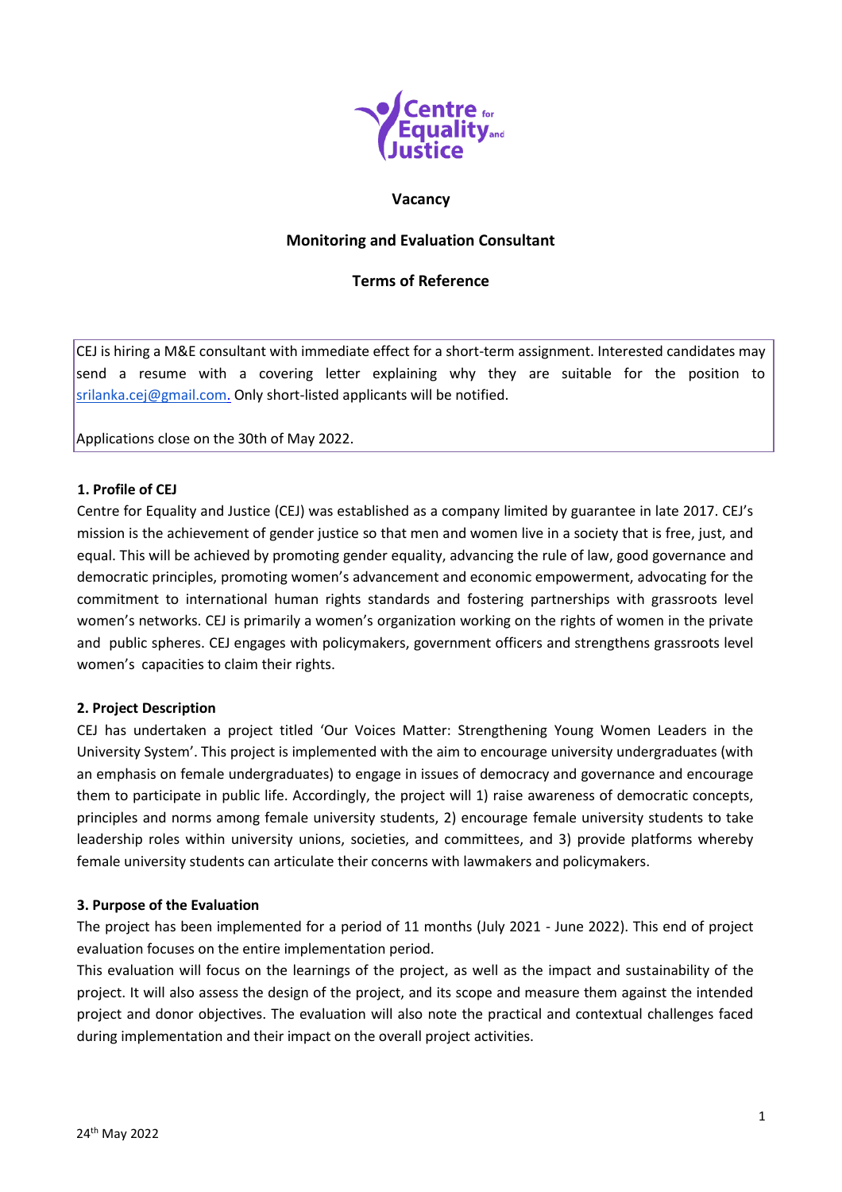**Vacancy**

**Monitoring and Evaluation Consultant**

**Terms of Reference**

CEJ is hiring a M&E consultant with immediate effect for a short-term assignment. Interested candidates may send a resume with a covering letter explaining why they are suitable for the position to srilanka.cej@gmail.com. Only short-listed applicants will be notified.

Applications close on the 30th of May 2022.

### 1. Profile of CEJ

Centre for Equality and Justice (CEJ) was established as a company limited by guarantee in late 2017. CEJ's mission is the achievement of gender justice so that men and women live in a society that is free, just, and equal. This will be achieved by promoting gender equality, advancing the rule of law, good governance and democratic principles, promoting women's advancement and economic empowerment, advocating for the commitment to international human rights standards and fostering partnerships with grassroots level women's networks. CEJ is primarily a women's organization working on the rights of women in the private and public spheres. CEJ engages with policymakers, government officers and strengthens grassroots level women's capacities to claim their rights.

### 2. Project Description

CEJ has undertaken a project titled 'Our Voices Matter: Strengthening Young Women Leaders in the University System'. This project is implemented with the aim to encourage university undergraduates (with an emphasis on female undergraduates) to engage in issues of democracy and governance and encourage them to participate in public life. Accordingly, the project will 1) raise awareness of democratic concepts, principles and norms among female university students, 2) encourage female university students to take leadership roles within university unions, societies, and committees, and 3) provide platforms whereby female university students can articulate their concerns with lawmakers and policymakers.

### 3. Purpose of the Evaluation

The project has been implemented for a period of 11 months (July 2021 - June 2022). This end of project evaluation focuses on the entire implementation period.

This evaluation will focus on the learnings of the project, as well as the impact and sustainability of the project. It will also assess the design of the project, and its scope and measure them against the intended project and donor objectives. The evaluation will also note the practical and contextual challenges faced during implementation and their impact on the overall project activities.

24th May 2022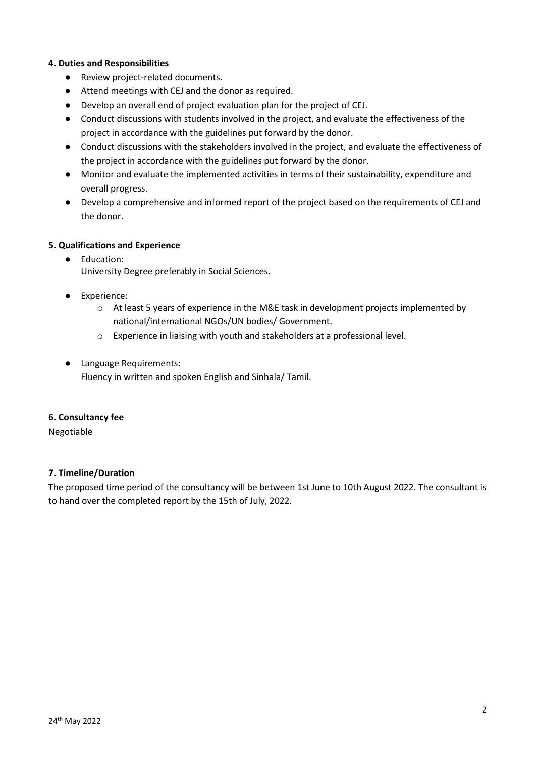#### 4. Duties and Responsibilities

- Review project-related documents.
- Attend meetings with CEJ and the donor as required.
- Develop an overall end of project evaluation plan for the project of CEJ.
- Conduct discussions with students involved in the project, and evaluate the effectiveness of the project in accordance with the guidelines put forward by the donor.
- Conduct discussions with the stakeholders involved in the project, and evaluate the effectiveness of the project in accordance with the guidelines put forward by the donor.
- Monitor and evaluate the implemented activities in terms of their sustainability, expenditure and overall progress.
- Develop a comprehensive and informed report of the project based on the requirements of CEJ and the donor.

#### 5. Qualifications and Experience

- Education:
  University Degree preferably in Social Sciences.

- Experience:
  - At least 5 years of experience in the M&E task in development projects implemented by national/international NGOs/UN bodies/ Government.
  - Experience in liaising with youth and stakeholders at a professional level.

- Language Requirements:
  Fluency in written and spoken English and Sinhala/ Tamil.

#### 6. Consultancy fee

Negotiable

#### 7. Timeline/Duration

The proposed time period of the consultancy will be between 1st June to 10th August 2022. The consultant is to hand over the completed report by the 15th of July, 2022.

24th May 2022